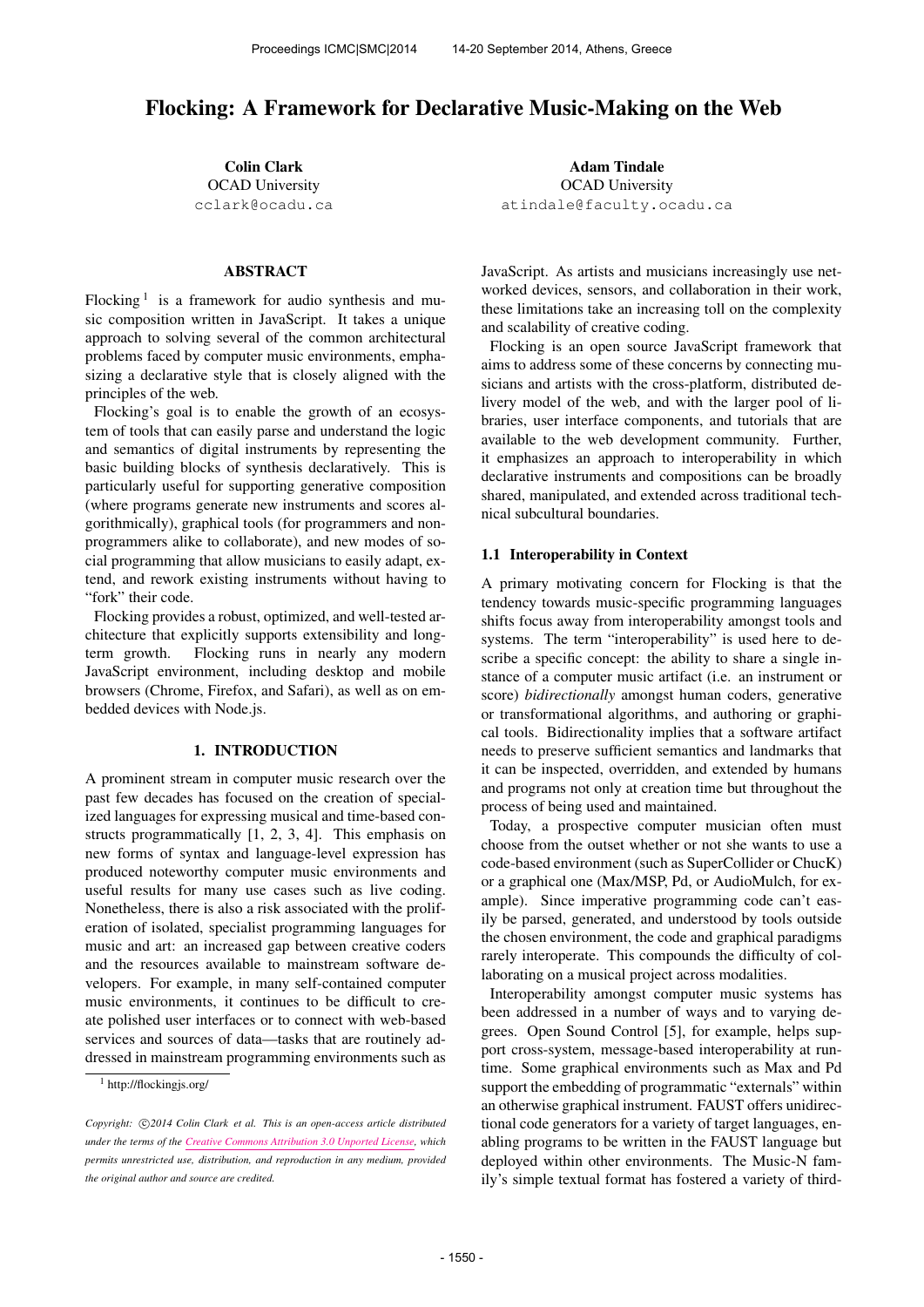# Flocking: A Framework for Declarative Music-Making on the Web

**Colin Clark**
OCAD University
cclark@ocadu.ca

**Adam Tindale**
OCAD University
atindale@faculty.ocadu.ca

## ABSTRACT

Flocking [1] is a framework for audio synthesis and music composition written in JavaScript. It takes a unique approach to solving several of the common architectural problems faced by computer music environments, emphasizing a declarative style that is closely aligned with the principles of the web.

Flocking's goal is to enable the growth of an ecosystem of tools that can easily parse and understand the logic and semantics of digital instruments by representing the basic building blocks of synthesis declaratively. This is particularly useful for supporting generative composition (where programs generate new instruments and scores algorithmically), graphical tools (for programmers and non-programmers alike to collaborate), and new modes of social programming that allow musicians to easily adapt, extend, and rework existing instruments without having to "fork" their code.

Flocking provides a robust, optimized, and well-tested architecture that explicitly supports extensibility and long-term growth. Flocking runs in nearly any modern JavaScript environment, including desktop and mobile browsers (Chrome, Firefox, and Safari), as well as on embedded devices with Node.js.

## 1. INTRODUCTION

A prominent stream in computer music research over the past few decades has focused on the creation of specialized languages for expressing musical and time-based constructs programmatically [1, 2, 3, 4]. This emphasis on new forms of syntax and language-level expression has produced noteworthy computer music environments and useful results for many use cases such as live coding. Nonetheless, there is also a risk associated with the proliferation of isolated, specialist programming languages for music and art: an increased gap between creative coders and the resources available to mainstream software developers. For example, in many self-contained computer music environments, it continues to be difficult to create polished user interfaces or to connect with web-based services and sources of data—tasks that are routinely addressed in mainstream programming environments such as JavaScript. As artists and musicians increasingly use networked devices, sensors, and collaboration in their work, these limitations take an increasing toll on the complexity and scalability of creative coding.

Flocking is an open source JavaScript framework that aims to address some of these concerns by connecting musicians and artists with the cross-platform, distributed delivery model of the web, and with the larger pool of libraries, user interface components, and tutorials that are available to the web development community. Further, it emphasizes an approach to interoperability in which declarative instruments and compositions can be broadly shared, manipulated, and extended across traditional technical subcultural boundaries.

### 1.1 Interoperability in Context

A primary motivating concern for Flocking is that the tendency towards music-specific programming languages shifts focus away from interoperability amongst tools and systems. The term "interoperability" is used here to describe a specific concept: the ability to share a single instance of a computer music artifact (i.e. an instrument or score) *bidirectionally* amongst human coders, generative or transformational algorithms, and authoring or graphical tools. Bidirectionality implies that a software artifact needs to preserve sufficient semantics and landmarks that it can be inspected, overridden, and extended by humans and programs not only at creation time but throughout the process of being used and maintained.

Today, a prospective computer musician often must choose from the outset whether or not she wants to use a code-based environment (such as SuperCollider or ChucK) or a graphical one (Max/MSP, Pd, or AudioMulch, for example). Since imperative programming code can't easily be parsed, generated, and understood by tools outside the chosen environment, the code and graphical paradigms rarely interoperate. This compounds the difficulty of collaborating on a musical project across modalities.

Interoperability amongst computer music systems has been addressed in a number of ways and to varying degrees. Open Sound Control [5], for example, helps support cross-system, message-based interoperability at runtime. Some graphical environments such as Max and Pd support the embedding of programmatic "externals" within an otherwise graphical instrument. FAUST offers unidirectional code generators for a variety of target languages, enabling programs to be written in the FAUST language but deployed within other environments. The Music-N family's simple textual format has fostered a variety of third-

[1] http://flockingjs.org/

*Copyright: ©2014 Colin Clark et al. This is an open-access article distributed under the terms of the Creative Commons Attribution 3.0 Unported License, which permits unrestricted use, distribution, and reproduction in any medium, provided the original author and source are credited.*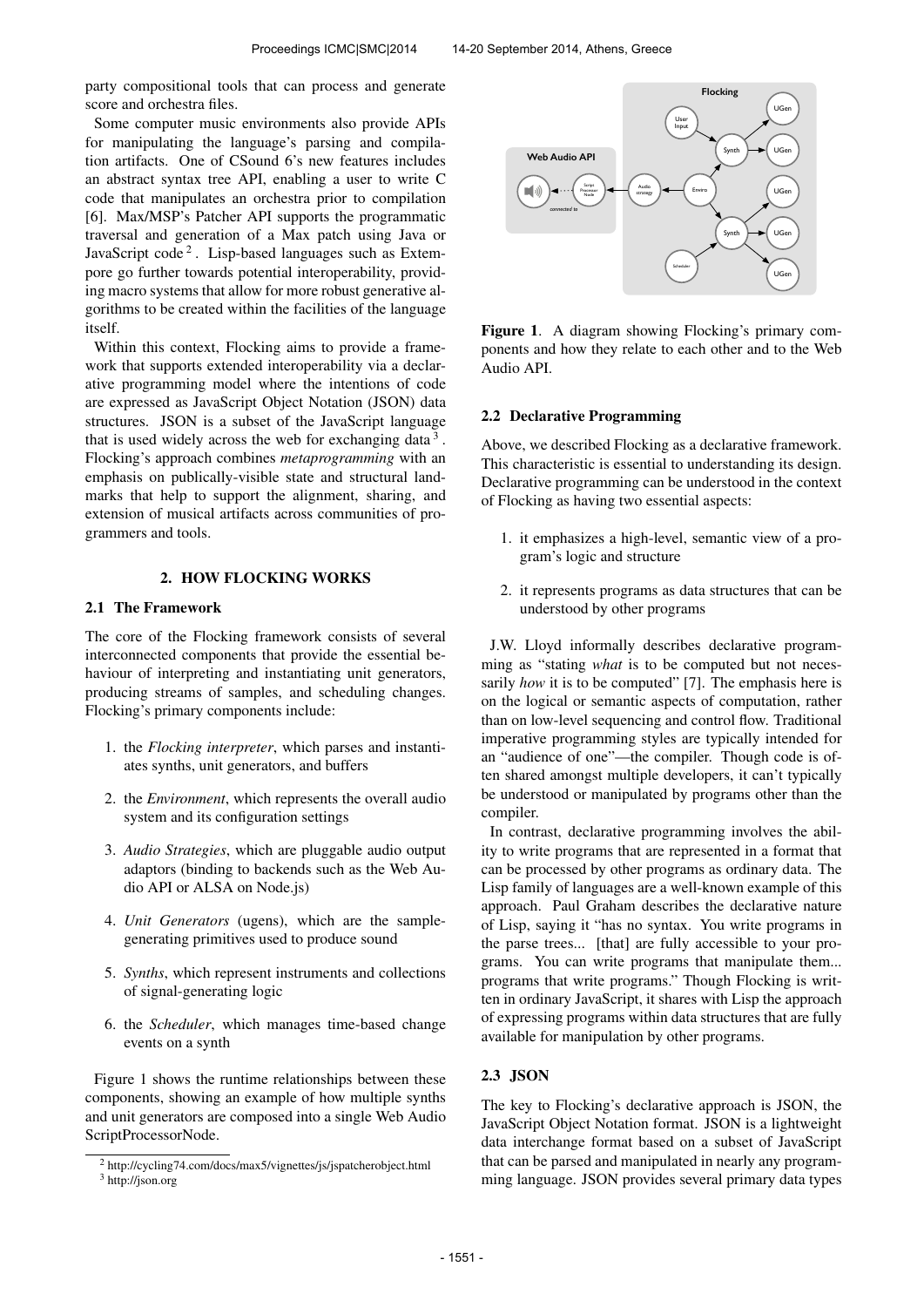party compositional tools that can process and generate score and orchestra files.

Some computer music environments also provide APIs for manipulating the language's parsing and compilation artifacts. One of CSound 6's new features includes an abstract syntax tree API, enabling a user to write C code that manipulates an orchestra prior to compilation [6]. Max/MSP's Patcher API supports the programmatic traversal and generation of a Max patch using Java or JavaScript code [2]. Lisp-based languages such as Extempore go further towards potential interoperability, providing macro systems that allow for more robust generative algorithms to be created within the facilities of the language itself.

Within this context, Flocking aims to provide a framework that supports extended interoperability via a declarative programming model where the intentions of code are expressed as JavaScript Object Notation (JSON) data structures. JSON is a subset of the JavaScript language that is used widely across the web for exchanging data [3]. Flocking's approach combines *metaprogramming* with an emphasis on publically-visible state and structural landmarks that help to support the alignment, sharing, and extension of musical artifacts across communities of programmers and tools.

## 2. HOW FLOCKING WORKS

### 2.1 The Framework

The core of the Flocking framework consists of several interconnected components that provide the essential behaviour of interpreting and instantiating unit generators, producing streams of samples, and scheduling changes. Flocking's primary components include:

1. the *Flocking interpreter*, which parses and instantiates synths, unit generators, and buffers
2. the *Environment*, which represents the overall audio system and its configuration settings
3. *Audio Strategies*, which are pluggable audio output adaptors (binding to backends such as the Web Audio API or ALSA on Node.js)
4. *Unit Generators* (ugens), which are the sample-generating primitives used to produce sound
5. *Synths*, which represent instruments and collections of signal-generating logic
6. the *Scheduler*, which manages time-based change events on a synth

Figure 1 shows the runtime relationships between these components, showing an example of how multiple synths and unit generators are composed into a single Web Audio ScriptProcessorNode.

[2] http://cycling74.com/docs/max5/vignettes/js/jspatcherobject.html

[3] http://json.org

**Figure 1**. A diagram showing Flocking's primary components and how they relate to each other and to the Web Audio API.

### 2.2 Declarative Programming

Above, we described Flocking as a declarative framework. This characteristic is essential to understanding its design. Declarative programming can be understood in the context of Flocking as having two essential aspects:

1. it emphasizes a high-level, semantic view of a program's logic and structure
2. it represents programs as data structures that can be understood by other programs

J.W. Lloyd informally describes declarative programming as "stating *what* is to be computed but not necessarily *how* it is to be computed" [7]. The emphasis here is on the logical or semantic aspects of computation, rather than on low-level sequencing and control flow. Traditional imperative programming styles are typically intended for an "audience of one"—the compiler. Though code is often shared amongst multiple developers, it can't typically be understood or manipulated by programs other than the compiler.

In contrast, declarative programming involves the ability to write programs that are represented in a format that can be processed by other programs as ordinary data. The Lisp family of languages are a well-known example of this approach. Paul Graham describes the declarative nature of Lisp, saying it "has no syntax. You write programs in the parse trees... [that] are fully accessible to your programs. You can write programs that manipulate them... programs that write programs." Though Flocking is written in ordinary JavaScript, it shares with Lisp the approach of expressing programs within data structures that are fully available for manipulation by other programs.

### 2.3 JSON

The key to Flocking's declarative approach is JSON, the JavaScript Object Notation format. JSON is a lightweight data interchange format based on a subset of JavaScript that can be parsed and manipulated in nearly any programming language. JSON provides several primary data types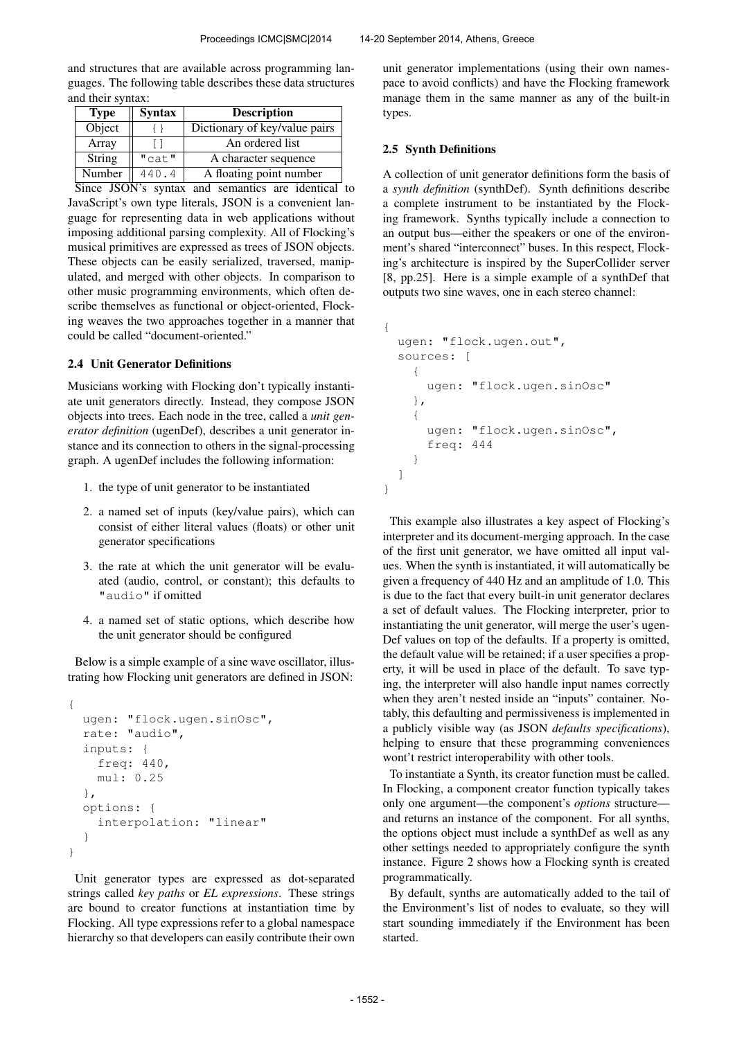and structures that are available across programming languages. The following table describes these data structures and their syntax:

| Type | Syntax | Description |
| --- | --- | --- |
| Object | `{}` | Dictionary of key/value pairs |
| Array | `[]` | An ordered list |
| String | `"cat"` | A character sequence |
| Number | `440.4` | A floating point number |

Since JSON's syntax and semantics are identical to JavaScript's own type literals, JSON is a convenient language for representing data in web applications without imposing additional parsing complexity. All of Flocking's musical primitives are expressed as trees of JSON objects. These objects can be easily serialized, traversed, manipulated, and merged with other objects. In comparison to other music programming environments, which often describe themselves as functional or object-oriented, Flocking weaves the two approaches together in a manner that could be called "document-oriented."

### 2.4 Unit Generator Definitions

Musicians working with Flocking don't typically instantiate unit generators directly. Instead, they compose JSON objects into trees. Each node in the tree, called a *unit generator definition* (ugenDef), describes a unit generator instance and its connection to others in the signal-processing graph. A ugenDef includes the following information:

1. the type of unit generator to be instantiated
2. a named set of inputs (key/value pairs), which can consist of either literal values (floats) or other unit generator specifications
3. the rate at which the unit generator will be evaluated (audio, control, or constant); this defaults to `"audio"` if omitted
4. a named set of static options, which describe how the unit generator should be configured

Below is a simple example of a sine wave oscillator, illustrating how Flocking unit generators are defined in JSON:

```
{
  ugen: "flock.ugen.sinOsc",
  rate: "audio",
  inputs: {
    freq: 440,
    mul: 0.25
  },
  options: {
    interpolation: "linear"
  }
}
```

Unit generator types are expressed as dot-separated strings called *key paths* or *EL expressions*. These strings are bound to creator functions at instantiation time by Flocking. All type expressions refer to a global namespace hierarchy so that developers can easily contribute their own unit generator implementations (using their own namespace to avoid conflicts) and have the Flocking framework manage them in the same manner as any of the built-in types.

### 2.5 Synth Definitions

A collection of unit generator definitions form the basis of a *synth definition* (synthDef). Synth definitions describe a complete instrument to be instantiated by the Flocking framework. Synths typically include a connection to an output bus—either the speakers or one of the environment's shared "interconnect" buses. In this respect, Flocking's architecture is inspired by the SuperCollider server [8, pp.25]. Here is a simple example of a synthDef that outputs two sine waves, one in each stereo channel:

```
{
  ugen: "flock.ugen.out",
  sources: [
    {
      ugen: "flock.ugen.sinOsc"
    },
    {
      ugen: "flock.ugen.sinOsc",
      freq: 444
    }
  ]
}
```

This example also illustrates a key aspect of Flocking's interpreter and its document-merging approach. In the case of the first unit generator, we have omitted all input values. When the synth is instantiated, it will automatically be given a frequency of 440 Hz and an amplitude of 1.0. This is due to the fact that every built-in unit generator declares a set of default values. The Flocking interpreter, prior to instantiating the unit generator, will merge the user's ugenDef values on top of the defaults. If a property is omitted, the default value will be retained; if a user specifies a property, it will be used in place of the default. To save typing, the interpreter will also handle input names correctly when they aren't nested inside an "inputs" container. Notably, this defaulting and permissiveness is implemented in a publicly visible way (as JSON *defaults specifications*), helping to ensure that these programming conveniences wont't restrict interoperability with other tools.

To instantiate a Synth, its creator function must be called. In Flocking, a component creator function typically takes only one argument—the component's *options* structure—and returns an instance of the component. For all synths, the options object must include a synthDef as well as any other settings needed to appropriately configure the synth instance. Figure 2 shows how a Flocking synth is created programmatically.

By default, synths are automatically added to the tail of the Environment's list of nodes to evaluate, so they will start sounding immediately if the Environment has been started.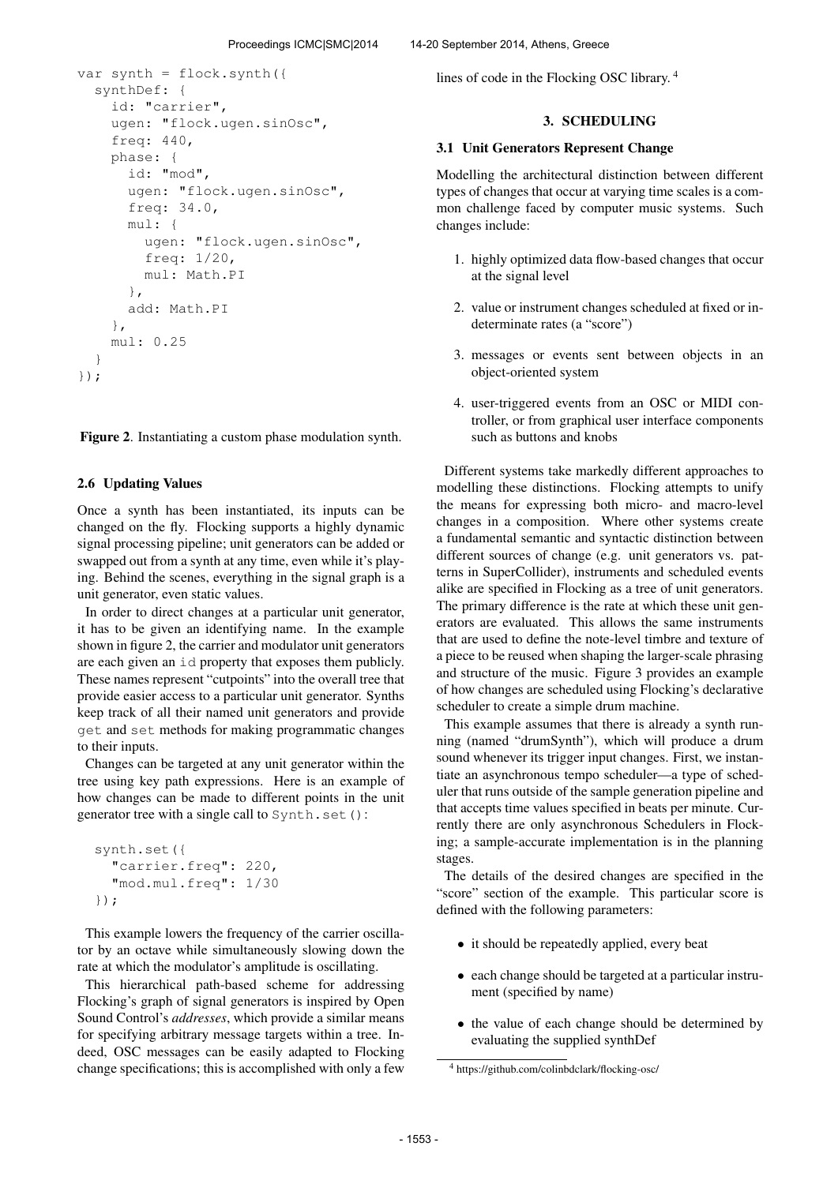```
var synth = flock.synth({
  synthDef: {
    id: "carrier",
    ugen: "flock.ugen.sinOsc",
    freq: 440,
    phase: {
      id: "mod",
      ugen: "flock.ugen.sinOsc",
      freq: 34.0,
      mul: {
        ugen: "flock.ugen.sinOsc",
        freq: 1/20,
        mul: Math.PI
      },
      add: Math.PI
    },
    mul: 0.25
  }
});
```

**Figure 2**. Instantiating a custom phase modulation synth.

### 2.6 Updating Values

Once a synth has been instantiated, its inputs can be changed on the fly. Flocking supports a highly dynamic signal processing pipeline; unit generators can be added or swapped out from a synth at any time, even while it's playing. Behind the scenes, everything in the signal graph is a unit generator, even static values.

In order to direct changes at a particular unit generator, it has to be given an identifying name. In the example shown in figure 2, the carrier and modulator unit generators are each given an `id` property that exposes them publicly. These names represent "cutpoints" into the overall tree that provide easier access to a particular unit generator. Synths keep track of all their named unit generators and provide `get` and `set` methods for making programmatic changes to their inputs.

Changes can be targeted at any unit generator within the tree using key path expressions. Here is an example of how changes can be made to different points in the unit generator tree with a single call to `Synth.set()`:

```
synth.set({
  "carrier.freq": 220,
  "mod.mul.freq": 1/30
});
```

This example lowers the frequency of the carrier oscillator by an octave while simultaneously slowing down the rate at which the modulator's amplitude is oscillating.

This hierarchical path-based scheme for addressing Flocking's graph of signal generators is inspired by Open Sound Control's *addresses*, which provide a similar means for specifying arbitrary message targets within a tree. Indeed, OSC messages can be easily adapted to Flocking change specifications; this is accomplished with only a few lines of code in the Flocking OSC library. [4]

## 3. SCHEDULING

### 3.1 Unit Generators Represent Change

Modelling the architectural distinction between different types of changes that occur at varying time scales is a common challenge faced by computer music systems. Such changes include:

1. highly optimized data flow-based changes that occur at the signal level
2. value or instrument changes scheduled at fixed or indeterminate rates (a "score")
3. messages or events sent between objects in an object-oriented system
4. user-triggered events from an OSC or MIDI controller, or from graphical user interface components such as buttons and knobs

Different systems take markedly different approaches to modelling these distinctions. Flocking attempts to unify the means for expressing both micro- and macro-level changes in a composition. Where other systems create a fundamental semantic and syntactic distinction between different sources of change (e.g. unit generators vs. patterns in SuperCollider), instruments and scheduled events alike are specified in Flocking as a tree of unit generators. The primary difference is the rate at which these unit generators are evaluated. This allows the same instruments that are used to define the note-level timbre and texture of a piece to be reused when shaping the larger-scale phrasing and structure of the music. Figure 3 provides an example of how changes are scheduled using Flocking's declarative scheduler to create a simple drum machine.

This example assumes that there is already a synth running (named "drumSynth"), which will produce a drum sound whenever its trigger input changes. First, we instantiate an asynchronous tempo scheduler—a type of scheduler that runs outside of the sample generation pipeline and that accepts time values specified in beats per minute. Currently there are only asynchronous Schedulers in Flocking; a sample-accurate implementation is in the planning stages.

The details of the desired changes are specified in the "score" section of the example. This particular score is defined with the following parameters:

- it should be repeatedly applied, every beat
- each change should be targeted at a particular instrument (specified by name)
- the value of each change should be determined by evaluating the supplied synthDef

[4] https://github.com/colinbdclark/flocking-osc/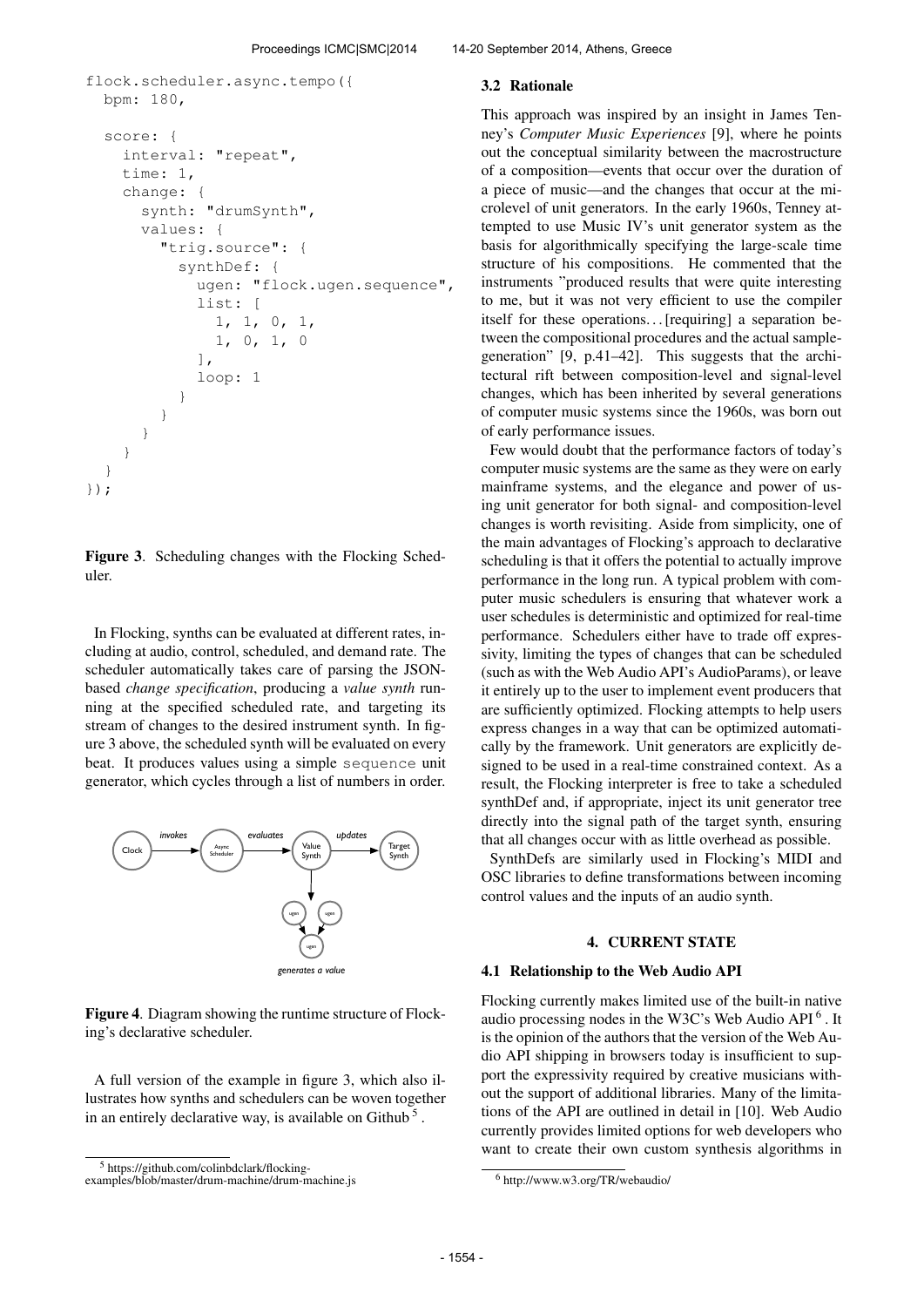```
flock.scheduler.async.tempo({
  bpm: 180,

  score: {
    interval: "repeat",
    time: 1,
    change: {
      synth: "drumSynth",
      values: {
        "trig.source": {
          synthDef: {
            ugen: "flock.ugen.sequence",
            list: [
              1, 1, 0, 1,
              1, 0, 1, 0
            ],
            loop: 1
          }
        }
      }
    }
  }
});
```

**Figure 3**. Scheduling changes with the Flocking Scheduler.

In Flocking, synths can be evaluated at different rates, including at audio, control, scheduled, and demand rate. The scheduler automatically takes care of parsing the JSON-based *change specification*, producing a *value synth* running at the specified scheduled rate, and targeting its stream of changes to the desired instrument synth. In figure 3 above, the scheduled synth will be evaluated on every beat. It produces values using a simple `sequence` unit generator, which cycles through a list of numbers in order.

**Figure 4**. Diagram showing the runtime structure of Flocking's declarative scheduler.

A full version of the example in figure 3, which also illustrates how synths and schedulers can be woven together in an entirely declarative way, is available on Github [5].

[5] https://github.com/colinbdclark/flocking-examples/blob/master/drum-machine/drum-machine.js

### 3.2 Rationale

This approach was inspired by an insight in James Tenney's *Computer Music Experiences* [9], where he points out the conceptual similarity between the macrostructure of a composition—events that occur over the duration of a piece of music—and the changes that occur at the microlevel of unit generators. In the early 1960s, Tenney attempted to use Music IV's unit generator system as the basis for algorithmically specifying the large-scale time structure of his compositions. He commented that the instruments "produced results that were quite interesting to me, but it was not very efficient to use the compiler itself for these operations. . . [requiring] a separation between the compositional procedures and the actual sample-generation" [9, p.41–42]. This suggests that the architectural rift between composition-level and signal-level changes, which has been inherited by several generations of computer music systems since the 1960s, was born out of early performance issues.

Few would doubt that the performance factors of today's computer music systems are the same as they were on early mainframe systems, and the elegance and power of using unit generator for both signal- and composition-level changes is worth revisiting. Aside from simplicity, one of the main advantages of Flocking's approach to declarative scheduling is that it offers the potential to actually improve performance in the long run. A typical problem with computer music schedulers is ensuring that whatever work a user schedules is deterministic and optimized for real-time performance. Schedulers either have to trade off expressivity, limiting the types of changes that can be scheduled (such as with the Web Audio API's AudioParams), or leave it entirely up to the user to implement event producers that are sufficiently optimized. Flocking attempts to help users express changes in a way that can be optimized automatically by the framework. Unit generators are explicitly designed to be used in a real-time constrained context. As a result, the Flocking interpreter is free to take a scheduled synthDef and, if appropriate, inject its unit generator tree directly into the signal path of the target synth, ensuring that all changes occur with as little overhead as possible.

SynthDefs are similarly used in Flocking's MIDI and OSC libraries to define transformations between incoming control values and the inputs of an audio synth.

## 4. CURRENT STATE

### 4.1 Relationship to the Web Audio API

Flocking currently makes limited use of the built-in native audio processing nodes in the W3C's Web Audio API [6]. It is the opinion of the authors that the version of the Web Audio API shipping in browsers today is insufficient to support the expressivity required by creative musicians without the support of additional libraries. Many of the limitations of the API are outlined in detail in [10]. Web Audio currently provides limited options for web developers who want to create their own custom synthesis algorithms in

[6] http://www.w3.org/TR/webaudio/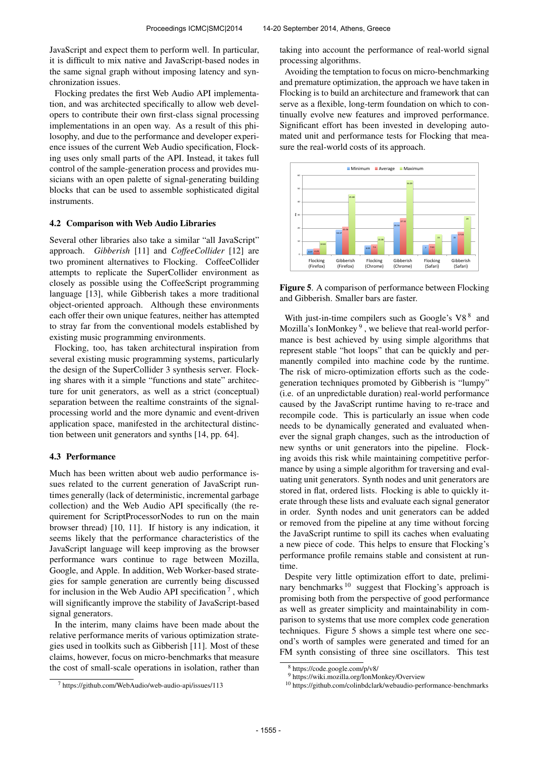JavaScript and expect them to perform well. In particular, it is difficult to mix native and JavaScript-based nodes in the same signal graph without imposing latency and synchronization issues.

Flocking predates the first Web Audio API implementation, and was architected specifically to allow web developers to contribute their own first-class signal processing implementations in an open way. As a result of this philosophy, and due to the performance and developer experience issues of the current Web Audio specification, Flocking uses only small parts of the API. Instead, it takes full control of the sample-generation process and provides musicians with an open palette of signal-generating building blocks that can be used to assemble sophisticated digital instruments.

### 4.2 Comparison with Web Audio Libraries

Several other libraries also take a similar "all JavaScript" approach. *Gibberish* [11] and *CoffeeCollider* [12] are two prominent alternatives to Flocking. CoffeeCollider attempts to replicate the SuperCollider environment as closely as possible using the CoffeeScript programming language [13], while Gibberish takes a more traditional object-oriented approach. Although these environments each offer their own unique features, neither has attempted to stray far from the conventional models established by existing music programming environments.

Flocking, too, has taken architectural inspiration from several existing music programming systems, particularly the design of the SuperCollider 3 synthesis server. Flocking shares with it a simple "functions and state" architecture for unit generators, as well as a strict (conceptual) separation between the realtime constraints of the signal-processing world and the more dynamic and event-driven application space, manifested in the architectural distinction between unit generators and synths [14, pp. 64].

### 4.3 Performance

Much has been written about web audio performance issues related to the current generation of JavaScript runtimes generally (lack of deterministic, incremental garbage collection) and the Web Audio API specifically (the requirement for ScriptProcessorNodes to run on the main browser thread) [10, 11]. If history is any indication, it seems likely that the performance characteristics of the JavaScript language will keep improving as the browser performance wars continue to rage between Mozilla, Google, and Apple. In addition, Web Worker-based strategies for sample generation are currently being discussed for inclusion in the Web Audio API specification [7], which will significantly improve the stability of JavaScript-based signal generators.

In the interim, many claims have been made about the relative performance merits of various optimization strategies used in toolkits such as Gibberish [11]. Most of these claims, however, focus on micro-benchmarks that measure the cost of small-scale operations in isolation, rather than taking into account the performance of real-world signal processing algorithms.

Avoiding the temptation to focus on micro-benchmarking and premature optimization, the approach we have taken in Flocking is to build an architecture and framework that can serve as a flexible, long-term foundation on which to continually evolve new features and improved performance. Significant effort has been invested in developing automated unit and performance tests for Flocking that measure the real-world costs of its approach.

**Figure 5**. A comparison of performance between Flocking and Gibberish. Smaller bars are faster.

With just-in-time compilers such as Google's V8 [8] and Mozilla's IonMonkey [9], we believe that real-world performance is best achieved by using simple algorithms that represent stable "hot loops" that can be quickly and permanently compiled into machine code by the runtime. The risk of micro-optimization efforts such as the code-generation techniques promoted by Gibberish is "lumpy" (i.e. of an unpredictable duration) real-world performance caused by the JavaScript runtime having to re-trace and recompile code. This is particularly an issue when code needs to be dynamically generated and evaluated whenever the signal graph changes, such as the introduction of new synths or unit generators into the pipeline. Flocking avoids this risk while maintaining competitive performance by using a simple algorithm for traversing and evaluating unit generators. Synth nodes and unit generators are stored in flat, ordered lists. Flocking is able to quickly iterate through these lists and evaluate each signal generator in order. Synth nodes and unit generators can be added or removed from the pipeline at any time without forcing the JavaScript runtime to spill its caches when evaluating a new piece of code. This helps to ensure that Flocking's performance profile remains stable and consistent at runtime.

Despite very little optimization effort to date, preliminary benchmarks [10] suggest that Flocking's approach is promising both from the perspective of good performance as well as greater simplicity and maintainability in comparison to systems that use more complex code generation techniques. Figure 5 shows a simple test where one second's worth of samples were generated and timed for an FM synth consisting of three sine oscillators. This test

[7] https://github.com/WebAudio/web-audio-api/issues/113

[8] https://code.google.com/p/v8/

[9] https://wiki.mozilla.org/IonMonkey/Overview

[10] https://github.com/colinbdclark/webaudio-performance-benchmarks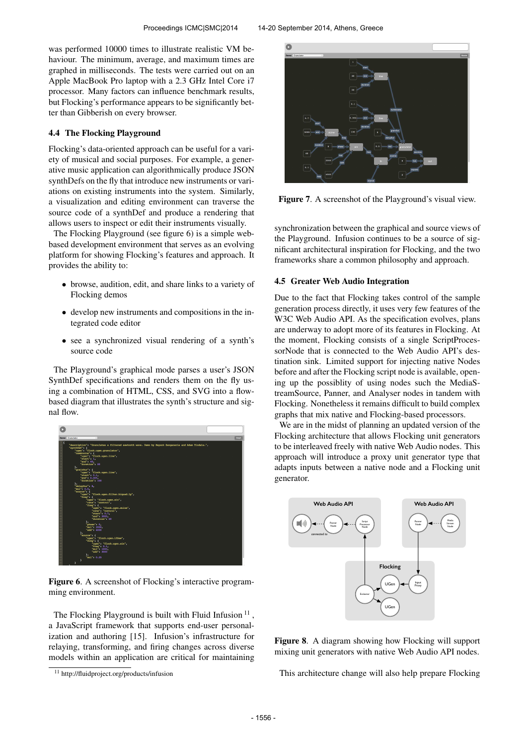was performed 10000 times to illustrate realistic VM behaviour. The minimum, average, and maximum times are graphed in milliseconds. The tests were carried out on an Apple MacBook Pro laptop with a 2.3 GHz Intel Core i7 processor. Many factors can influence benchmark results, but Flocking's performance appears to be significantly better than Gibberish on every browser.

### 4.4 The Flocking Playground

Flocking's data-oriented approach can be useful for a variety of musical and social purposes. For example, a generative music application can algorithmically produce JSON synthDefs on the fly that introduce new instruments or variations on existing instruments into the system. Similarly, a visualization and editing environment can traverse the source code of a synthDef and produce a rendering that allows users to inspect or edit their instruments visually.

The Flocking Playground (see figure 6) is a simple web-based development environment that serves as an evolving platform for showing Flocking's features and approach. It provides the ability to:

- browse, audition, edit, and share links to a variety of Flocking demos
- develop new instruments and compositions in the integrated code editor
- see a synchronized visual rendering of a synth's source code

The Playground's graphical mode parses a user's JSON SynthDef specifications and renders them on the fly using a combination of HTML, CSS, and SVG into a flow-based diagram that illustrates the synth's structure and signal flow.

**Figure 6**. A screenshot of Flocking's interactive programming environment.

The Flocking Playground is built with Fluid Infusion [11], a JavaScript framework that supports end-user personalization and authoring [15]. Infusion's infrastructure for relaying, transforming, and firing changes across diverse models within an application are critical for maintaining synchronization between the graphical and source views of the Playground. Infusion continues to be a source of significant architectural inspiration for Flocking, and the two frameworks share a common philosophy and approach.

[11] http://fluidproject.org/products/infusion

**Figure 7**. A screenshot of the Playground's visual view.

### 4.5 Greater Web Audio Integration

Due to the fact that Flocking takes control of the sample generation process directly, it uses very few features of the W3C Web Audio API. As the specification evolves, plans are underway to adopt more of its features in Flocking. At the moment, Flocking consists of a single ScriptProcessorNode that is connected to the Web Audio API's destination sink. Limited support for injecting native Nodes before and after the Flocking script node is available, opening up the possiblity of using nodes such the MediaStreamSource, Panner, and Analyser nodes in tandem with Flocking. Nonetheless it remains difficult to build complex graphs that mix native and Flocking-based processors.

We are in the midst of planning an updated version of the Flocking architecture that allows Flocking unit generators to be interleaved freely with native Web Audio nodes. This approach will introduce a proxy unit generator type that adapts inputs between a native node and a Flocking unit generator.

**Figure 8**. A diagram showing how Flocking will support mixing unit generators with native Web Audio API nodes.

This architecture change will also help prepare Flocking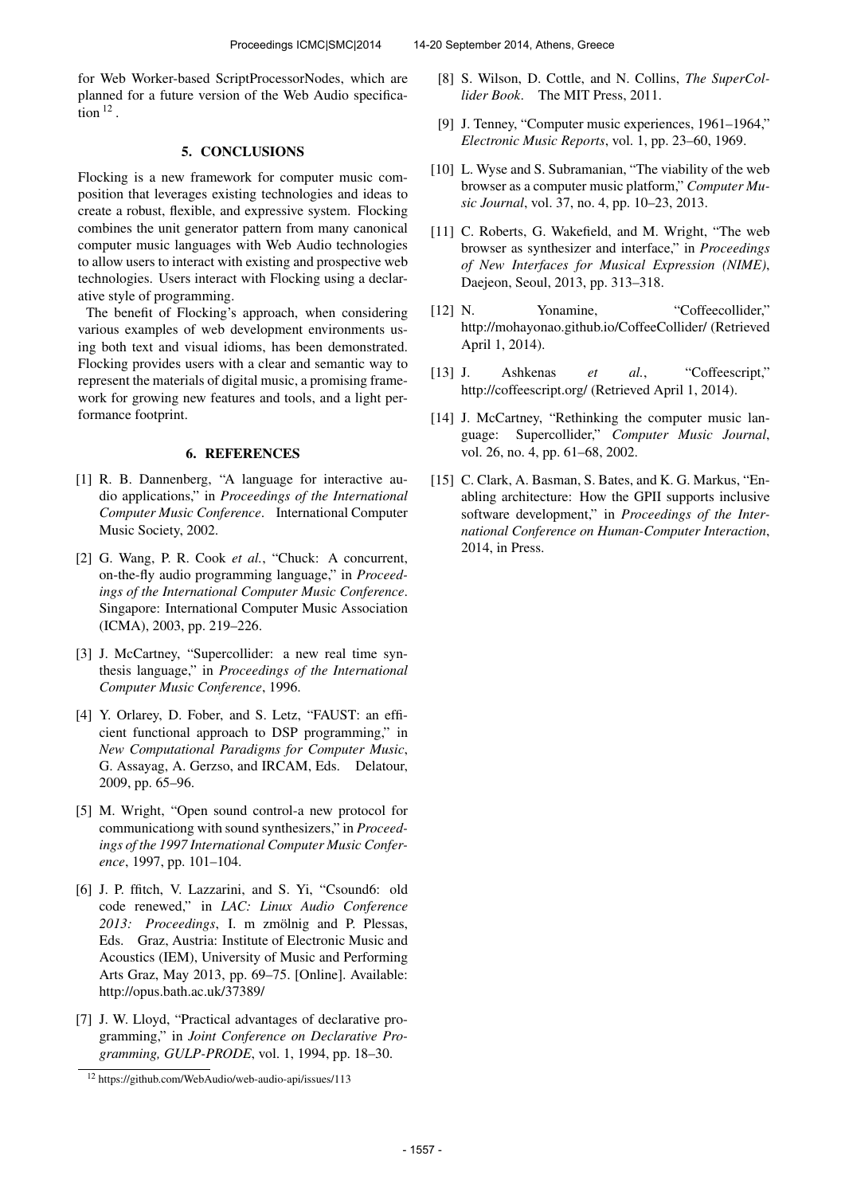for Web Worker-based ScriptProcessorNodes, which are planned for a future version of the Web Audio specification [12].

## 5. CONCLUSIONS

Flocking is a new framework for computer music composition that leverages existing technologies and ideas to create a robust, flexible, and expressive system. Flocking combines the unit generator pattern from many canonical computer music languages with Web Audio technologies to allow users to interact with existing and prospective web technologies. Users interact with Flocking using a declarative style of programming.

The benefit of Flocking's approach, when considering various examples of web development environments using both text and visual idioms, has been demonstrated. Flocking provides users with a clear and semantic way to represent the materials of digital music, a promising framework for growing new features and tools, and a light performance footprint.

## 6. REFERENCES

[1] R. B. Dannenberg, "A language for interactive audio applications," in *Proceedings of the International Computer Music Conference*. International Computer Music Society, 2002.

[2] G. Wang, P. R. Cook *et al.*, "Chuck: A concurrent, on-the-fly audio programming language," in *Proceedings of the International Computer Music Conference*. Singapore: International Computer Music Association (ICMA), 2003, pp. 219–226.

[3] J. McCartney, "Supercollider: a new real time synthesis language," in *Proceedings of the International Computer Music Conference*, 1996.

[4] Y. Orlarey, D. Fober, and S. Letz, "FAUST: an efficient functional approach to DSP programming," in *New Computational Paradigms for Computer Music*, G. Assayag, A. Gerzso, and IRCAM, Eds. Delatour, 2009, pp. 65–96.

[5] M. Wright, "Open sound control-a new protocol for communicationg with sound synthesizers," in *Proceedings of the 1997 International Computer Music Conference*, 1997, pp. 101–104.

[6] J. P. ffitch, V. Lazzarini, and S. Yi, "Csound6: old code renewed," in *LAC: Linux Audio Conference 2013: Proceedings*, I. m zmölnig and P. Plessas, Eds. Graz, Austria: Institute of Electronic Music and Acoustics (IEM), University of Music and Performing Arts Graz, May 2013, pp. 69–75. [Online]. Available: http://opus.bath.ac.uk/37389/

[7] J. W. Lloyd, "Practical advantages of declarative programming," in *Joint Conference on Declarative Programming, GULP-PRODE*, vol. 1, 1994, pp. 18–30.

[8] S. Wilson, D. Cottle, and N. Collins, *The SuperCollider Book*. The MIT Press, 2011.

[9] J. Tenney, "Computer music experiences, 1961–1964," *Electronic Music Reports*, vol. 1, pp. 23–60, 1969.

[10] L. Wyse and S. Subramanian, "The viability of the web browser as a computer music platform," *Computer Music Journal*, vol. 37, no. 4, pp. 10–23, 2013.

[11] C. Roberts, G. Wakefield, and M. Wright, "The web browser as synthesizer and interface," in *Proceedings of New Interfaces for Musical Expression (NIME)*, Daejeon, Seoul, 2013, pp. 313–318.

[12] N. Yonamine, "Coffeecollider," http://mohayonao.github.io/CoffeeCollider/ (Retrieved April 1, 2014).

[13] J. Ashkenas *et al.*, "Coffeescript," http://coffeescript.org/ (Retrieved April 1, 2014).

[14] J. McCartney, "Rethinking the computer music language: Supercollider," *Computer Music Journal*, vol. 26, no. 4, pp. 61–68, 2002.

[15] C. Clark, A. Basman, S. Bates, and K. G. Markus, "Enabling architecture: How the GPII supports inclusive software development," in *Proceedings of the International Conference on Human-Computer Interaction*, 2014, in Press.

[12] https://github.com/WebAudio/web-audio-api/issues/113